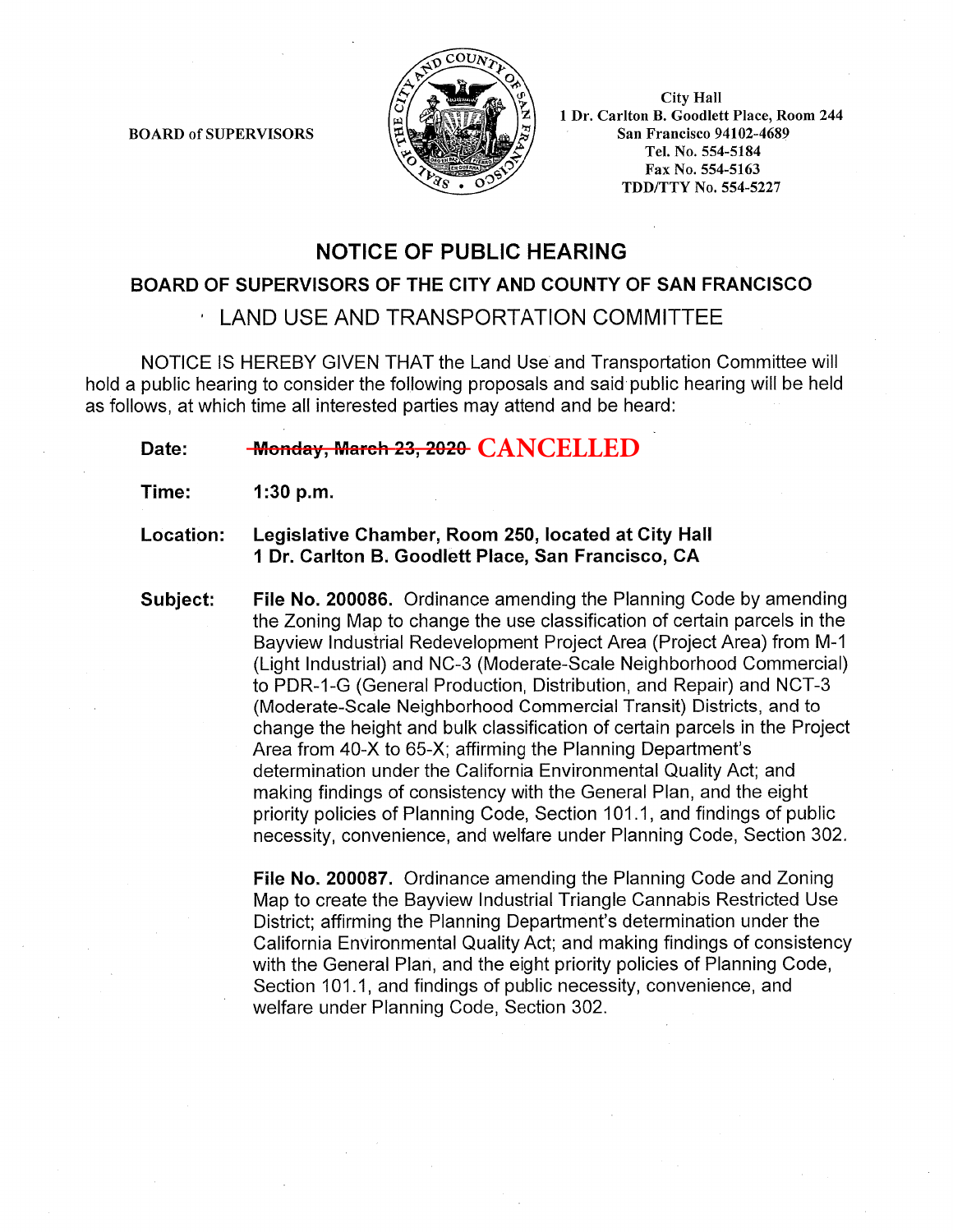BOARD of SUPERVISORS

City Hall
1 Dr. Carlton B. Goodlett Place, Room 244
San Francisco 94102-4689
Tel. No. 554-5184
Fax No. 554-5163
TDD/TTY No. 554-5227

# NOTICE OF PUBLIC HEARING

## BOARD OF SUPERVISORS OF THE CITY AND COUNTY OF SAN FRANCISCO

## LAND USE AND TRANSPORTATION COMMITTEE

NOTICE IS HEREBY GIVEN THAT the Land Use and Transportation Committee will hold a public hearing to consider the following proposals and said public hearing will be held as follows, at which time all interested parties may attend and be heard:

**Date:** ~~**Monday, March 23, 2020**~~ **CANCELLED**

**Time:** **1:30 p.m.**

**Location:** **Legislative Chamber, Room 250, located at City Hall 1 Dr. Carlton B. Goodlett Place, San Francisco, CA**

**Subject:** **File No. 200086.** Ordinance amending the Planning Code by amending the Zoning Map to change the use classification of certain parcels in the Bayview Industrial Redevelopment Project Area (Project Area) from M-1 (Light Industrial) and NC-3 (Moderate-Scale Neighborhood Commercial) to PDR-1-G (General Production, Distribution, and Repair) and NCT-3 (Moderate-Scale Neighborhood Commercial Transit) Districts, and to change the height and bulk classification of certain parcels in the Project Area from 40-X to 65-X; affirming the Planning Department's determination under the California Environmental Quality Act; and making findings of consistency with the General Plan, and the eight priority policies of Planning Code, Section 101.1, and findings of public necessity, convenience, and welfare under Planning Code, Section 302.

**File No. 200087.** Ordinance amending the Planning Code and Zoning Map to create the Bayview Industrial Triangle Cannabis Restricted Use District; affirming the Planning Department's determination under the California Environmental Quality Act; and making findings of consistency with the General Plan, and the eight priority policies of Planning Code, Section 101.1, and findings of public necessity, convenience, and welfare under Planning Code, Section 302.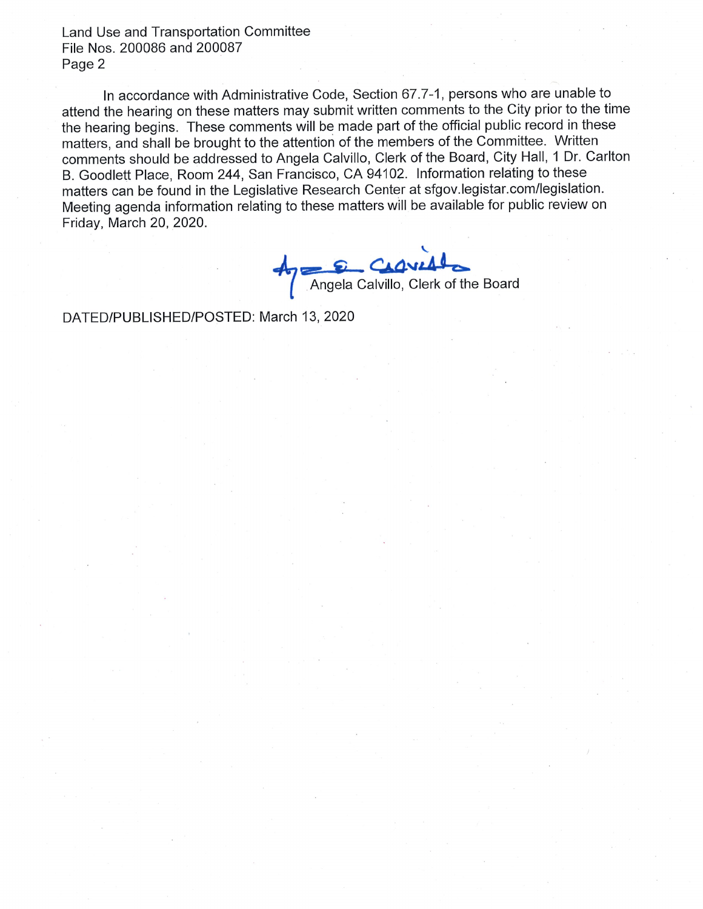In accordance with Administrative Code, Section 67.7-1, persons who are unable to attend the hearing on these matters may submit written comments to the City prior to the time the hearing begins. These comments will be made part of the official public record in these matters, and shall be brought to the attention of the members of the Committee. Written comments should be addressed to Angela Calvillo, Clerk of the Board, City Hall, 1 Dr. Carlton B. Goodlett Place, Room 244, San Francisco, CA 94102. Information relating to these matters can be found in the Legislative Research Center at sfgov.legistar.com/legislation. Meeting agenda information relating to these matters will be available for public review on Friday, March 20, 2020.

Angela Calvillo, Clerk of the Board

DATED/PUBLISHED/POSTED: March 13, 2020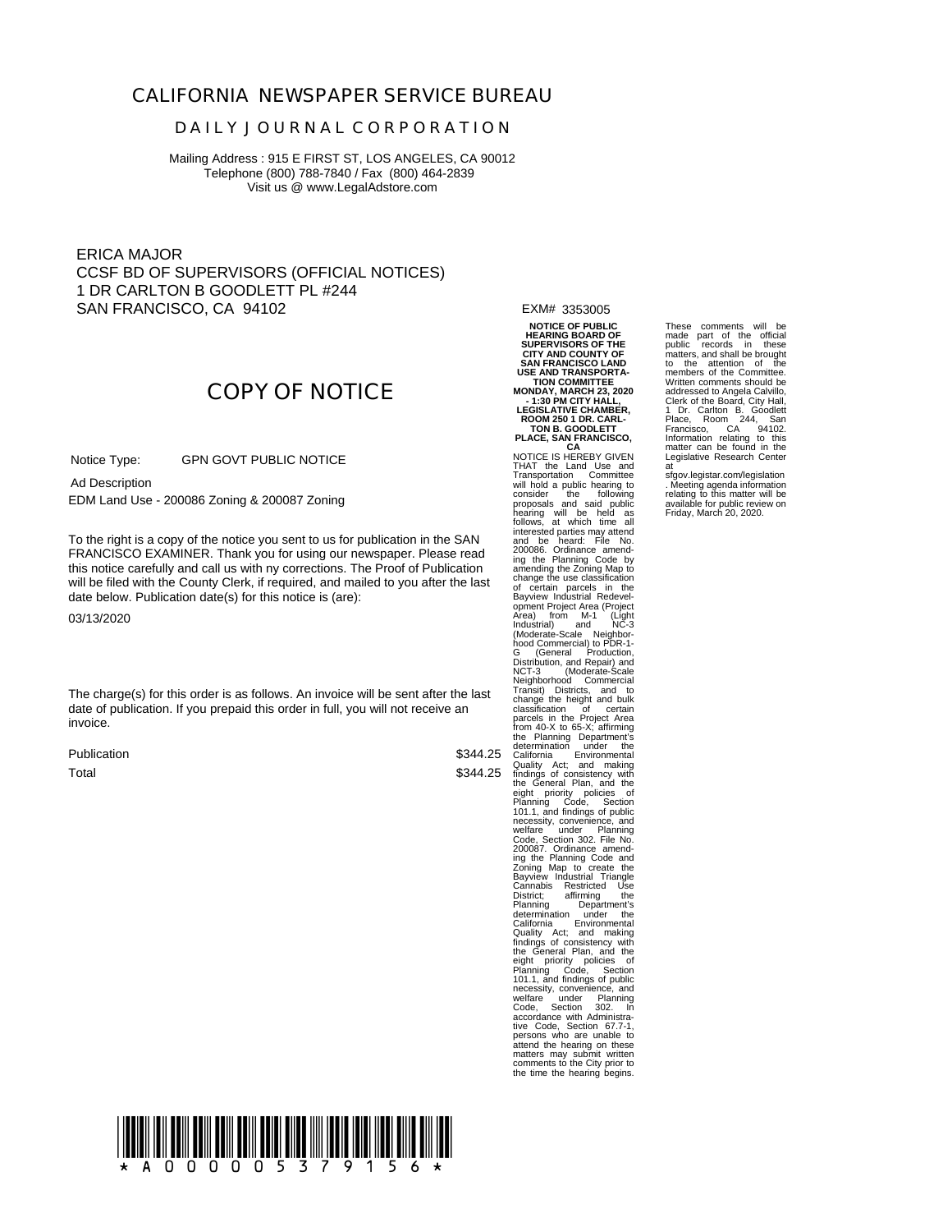# CALIFORNIA NEWSPAPER SERVICE BUREAU

## DAILY JOURNAL CORPORATION

Mailing Address : 915 E FIRST ST, LOS ANGELES, CA 90012
Telephone (800) 788-7840 / Fax (800) 464-2839
Visit us @ www.LegalAdstore.com

ERICA MAJOR
CCSF BD OF SUPERVISORS (OFFICIAL NOTICES)
1 DR CARLTON B GOODLETT PL #244
SAN FRANCISCO, CA 94102

## COPY OF NOTICE

Notice Type: GPN GOVT PUBLIC NOTICE

Ad Description

EDM Land Use - 200086 Zoning & 200087 Zoning

To the right is a copy of the notice you sent to us for publication in the SAN FRANCISCO EXAMINER. Thank you for using our newspaper. Please read this notice carefully and call us with ny corrections. The Proof of Publication will be filed with the County Clerk, if required, and mailed to you after the last date below. Publication date(s) for this notice is (are):

03/13/2020

The charge(s) for this order is as follows. An invoice will be sent after the last date of publication. If you prepaid this order in full, you will not receive an invoice.

| | |
|---|---|
| Publication | $344.25 |
| Total | $344.25 |

EXM# 3353005

**NOTICE OF PUBLIC HEARING BOARD OF SUPERVISORS OF THE CITY AND COUNTY OF SAN FRANCISCO LAND USE AND TRANSPORTATION COMMITTEE MONDAY, MARCH 23, 2020 - 1:30 PM CITY HALL, LEGISLATIVE CHAMBER, ROOM 250 1 DR. CARLTON B. GOODLETT PLACE, SAN FRANCISCO, CA**

NOTICE IS HEREBY GIVEN THAT the Land Use and Transportation Committee will hold a public hearing to consider the following proposals and said public hearing will be held as follows, at which time all interested parties may attend and be heard: File No. 200086. Ordinance amending the Planning Code by amending the Zoning Map to change the use classification of certain parcels in the Bayview Industrial Redevelopment Project Area (Project Area) from M-1 (Light Industrial) and NC-3 (Moderate-Scale Neighborhood Commercial) to PDR-1-G (General Production, Distribution, and Repair) and NCT-3 (Moderate-Scale Neighborhood Commercial Transit) Districts, and to change the height and bulk classification of certain parcels in the Project Area from 40-X to 65-X; affirming the Planning Department's determination under the California Environmental Quality Act; and making findings of consistency with the General Plan, and the eight priority policies of Planning Code, Section 101.1, and findings of public necessity, convenience, and welfare under Planning Code, Section 302. File No. 200087. Ordinance amending the Planning Code and Zoning Map to create the Bayview Industrial Triangle Cannabis Restricted Use District; affirming the Planning Department's determination under the California Environmental Quality Act; and making findings of consistency with the General Plan, and the eight priority policies of Planning Code, Section 101.1, and findings of public necessity, convenience, and welfare under Planning Code, Section 302. In accordance with Administrative Code, Section 67.7-1, persons who are unable to attend the hearing on these matters may submit written comments to the City prior to the time the hearing begins. These comments will be made part of the official public records in these matters, and shall be brought to the attention of the members of the Committee. Written comments should be addressed to Angela Calvillo, Clerk of the Board, City Hall, 1 Dr. Carlton B. Goodlett Place, Room 244, San Francisco, CA 94102. Information relating to this matter can be found in the Legislative Research Center at sfgov.legistar.com/legislation. Meeting agenda information relating to this matter will be available for public review on Friday, March 20, 2020.

\* A 0 0 0 0 0 5 3 7 9 1 5 6 \*